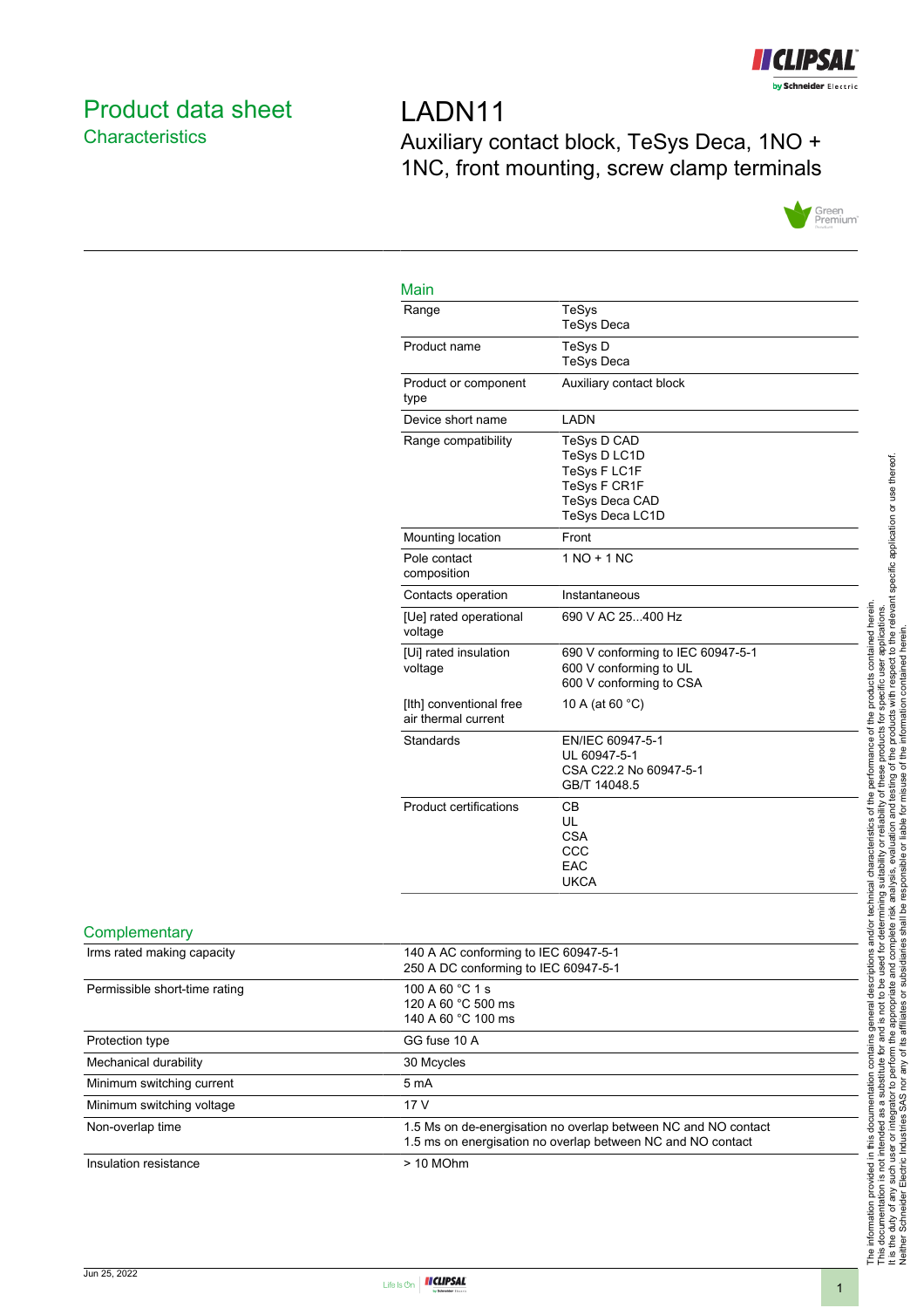# Product data sheet
## Characteristics

# LADN11

Auxiliary contact block, TeSys Deca, 1NO + 1NC, front mounting, screw clamp terminals

### Main

| | |
|---|---|
| Range | TeSys<br>TeSys Deca |
| Product name | TeSys D<br>TeSys Deca |
| Product or component type | Auxiliary contact block |
| Device short name | LADN |
| Range compatibility | TeSys D CAD<br>TeSys D LC1D<br>TeSys F LC1F<br>TeSys F CR1F<br>TeSys Deca CAD<br>TeSys Deca LC1D |
| Mounting location | Front |
| Pole contact composition | 1 NO + 1 NC |
| Contacts operation | Instantaneous |
| [Ue] rated operational voltage | 690 V AC 25...400 Hz |
| [Ui] rated insulation voltage | 690 V conforming to IEC 60947-5-1<br>600 V conforming to UL<br>600 V conforming to CSA |
| [Ith] conventional free air thermal current | 10 A (at 60 °C) |
| Standards | EN/IEC 60947-5-1<br>UL 60947-5-1<br>CSA C22.2 No 60947-5-1<br>GB/T 14048.5 |
| Product certifications | CB<br>UL<br>CSA<br>CCC<br>EAC<br>UKCA |

### Complementary

| | |
|---|---|
| Irms rated making capacity | 140 A AC conforming to IEC 60947-5-1<br>250 A DC conforming to IEC 60947-5-1 |
| Permissible short-time rating | 100 A 60 °C 1 s<br>120 A 60 °C 500 ms<br>140 A 60 °C 100 ms |
| Protection type | GG fuse 10 A |
| Mechanical durability | 30 Mcycles |
| Minimum switching current | 5 mA |
| Minimum switching voltage | 17 V |
| Non-overlap time | 1.5 Ms on de-energisation no overlap between NC and NO contact<br>1.5 ms on energisation no overlap between NC and NO contact |
| Insulation resistance | > 10 MOhm |

The information provided in this documentation contains general descriptions and/or technical characteristics of the performance of the products contained herein. This documentation is not intended as a substitute for and is not to be used for determining suitability or reliability of these products for specific user applications. It is the duty of any such user or integrator to perform the appropriate and complete risk analysis, evaluation and testing of the products with respect to the relevant specific application or use thereof. Neither Schneider Electric Industries SAS nor any of its affiliates or subsidiaries shall be responsible or liable for misuse of the information contained herein.

Jun 25, 2022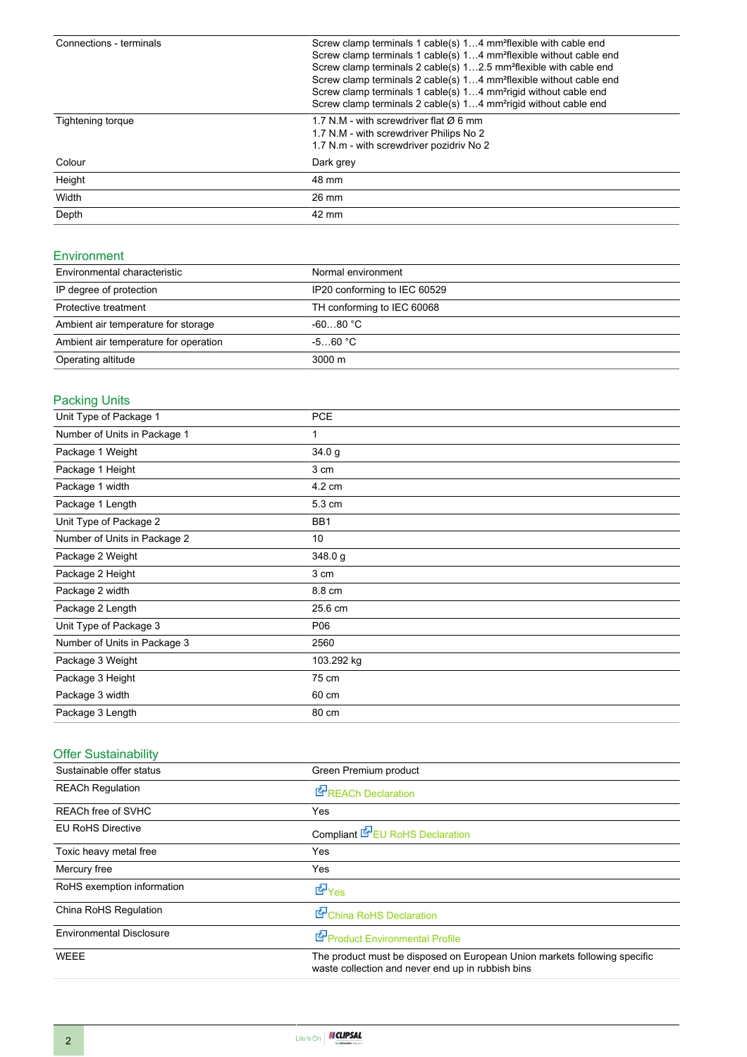| | |
|---|---|
| Connections - terminals | Screw clamp terminals 1 cable(s) 1…4 mm²flexible with cable end<br>Screw clamp terminals 1 cable(s) 1…4 mm²flexible without cable end<br>Screw clamp terminals 2 cable(s) 1…2.5 mm²flexible with cable end<br>Screw clamp terminals 2 cable(s) 1…4 mm²flexible without cable end<br>Screw clamp terminals 1 cable(s) 1…4 mm²rigid without cable end<br>Screw clamp terminals 2 cable(s) 1…4 mm²rigid without cable end |
| Tightening torque | 1.7 N.M - with screwdriver flat Ø 6 mm<br>1.7 N.M - with screwdriver Philips No 2<br>1.7 N.m - with screwdriver pozidriv No 2 |
| Colour | Dark grey |
| Height | 48 mm |
| Width | 26 mm |
| Depth | 42 mm |

## Environment

| | |
|---|---|
| Environmental characteristic | Normal environment |
| IP degree of protection | IP20 conforming to IEC 60529 |
| Protective treatment | TH conforming to IEC 60068 |
| Ambient air temperature for storage | -60…80 °C |
| Ambient air temperature for operation | -5…60 °C |
| Operating altitude | 3000 m |

## Packing Units

| | |
|---|---|
| Unit Type of Package 1 | PCE |
| Number of Units in Package 1 | 1 |
| Package 1 Weight | 34.0 g |
| Package 1 Height | 3 cm |
| Package 1 width | 4.2 cm |
| Package 1 Length | 5.3 cm |
| Unit Type of Package 2 | BB1 |
| Number of Units in Package 2 | 10 |
| Package 2 Weight | 348.0 g |
| Package 2 Height | 3 cm |
| Package 2 width | 8.8 cm |
| Package 2 Length | 25.6 cm |
| Unit Type of Package 3 | P06 |
| Number of Units in Package 3 | 2560 |
| Package 3 Weight | 103.292 kg |
| Package 3 Height | 75 cm |
| Package 3 width | 60 cm |
| Package 3 Length | 80 cm |

## Offer Sustainability

| | |
|---|---|
| Sustainable offer status | Green Premium product |
| REACh Regulation | REACh Declaration |
| REACh free of SVHC | Yes |
| EU RoHS Directive | Compliant EU RoHS Declaration |
| Toxic heavy metal free | Yes |
| Mercury free | Yes |
| RoHS exemption information | Yes |
| China RoHS Regulation | China RoHS Declaration |
| Environmental Disclosure | Product Environmental Profile |
| WEEE | The product must be disposed on European Union markets following specific waste collection and never end up in rubbish bins |